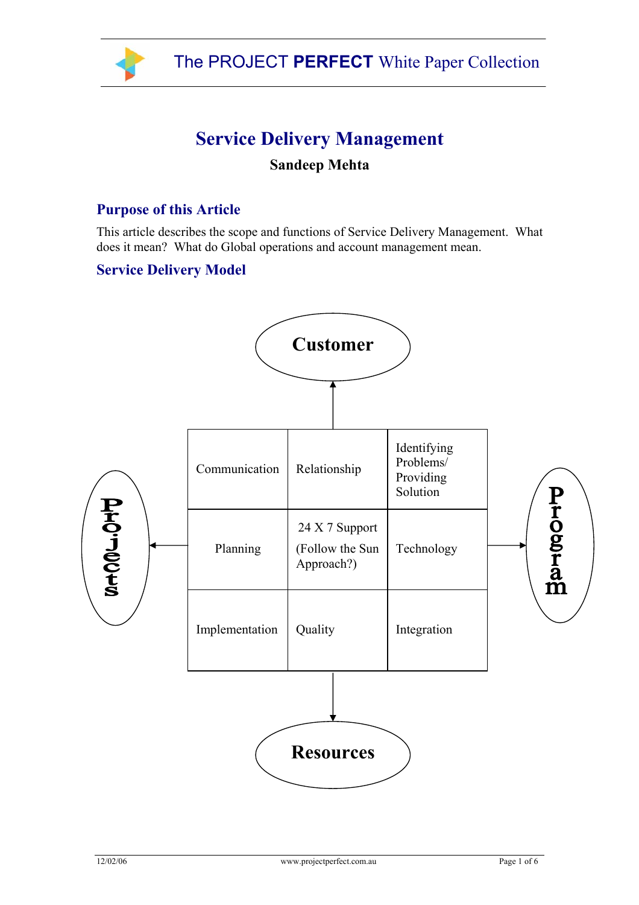# Service Delivery Management

**Sandeep Mehta**

## Purpose of this Article

This article describes the scope and functions of Service Delivery Management. What does it mean? What do Global operations and account management mean.

## Service Delivery Model

Customer

| Communication | Relationship | Identifying Problems/ Providing Solution |
|---|---|---|
| Planning | 24 X 7 Support (Follow the Sun Approach?) | Technology |
| Implementation | Quality | Integration |

Projects

Program

Resources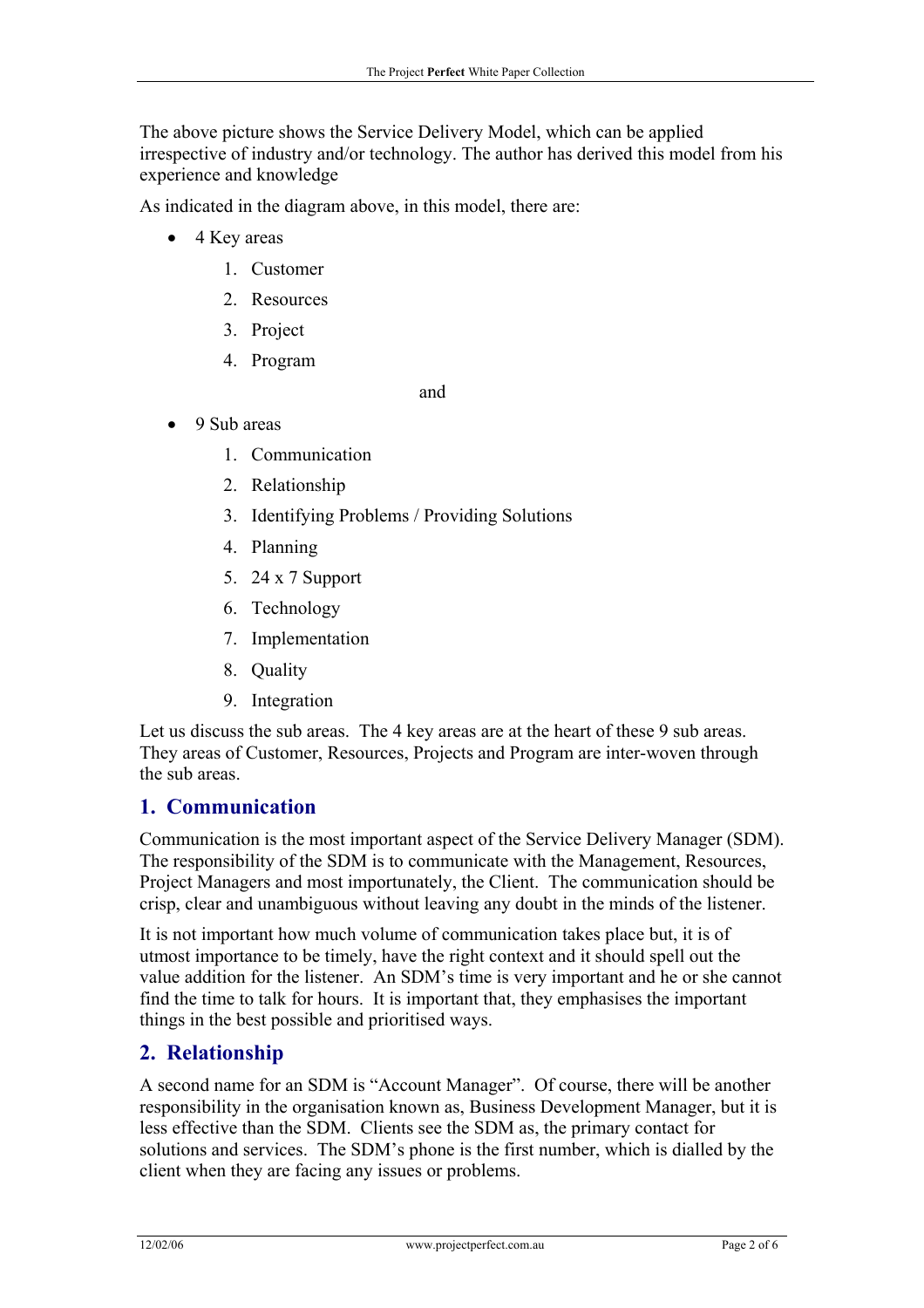The above picture shows the Service Delivery Model, which can be applied irrespective of industry and/or technology. The author has derived this model from his experience and knowledge

As indicated in the diagram above, in this model, there are:

- 4 Key areas
    1. Customer
    2. Resources
    3. Project
    4. Program

and

- 9 Sub areas
    1. Communication
    2. Relationship
    3. Identifying Problems / Providing Solutions
    4. Planning
    5. 24 x 7 Support
    6. Technology
    7. Implementation
    8. Quality
    9. Integration

Let us discuss the sub areas. The 4 key areas are at the heart of these 9 sub areas. They areas of Customer, Resources, Projects and Program are inter-woven through the sub areas.

## 1. Communication

Communication is the most important aspect of the Service Delivery Manager (SDM). The responsibility of the SDM is to communicate with the Management, Resources, Project Managers and most importunately, the Client. The communication should be crisp, clear and unambiguous without leaving any doubt in the minds of the listener.

It is not important how much volume of communication takes place but, it is of utmost importance to be timely, have the right context and it should spell out the value addition for the listener. An SDM's time is very important and he or she cannot find the time to talk for hours. It is important that, they emphasises the important things in the best possible and prioritised ways.

## 2. Relationship

A second name for an SDM is "Account Manager". Of course, there will be another responsibility in the organisation known as, Business Development Manager, but it is less effective than the SDM. Clients see the SDM as, the primary contact for solutions and services. The SDM's phone is the first number, which is dialled by the client when they are facing any issues or problems.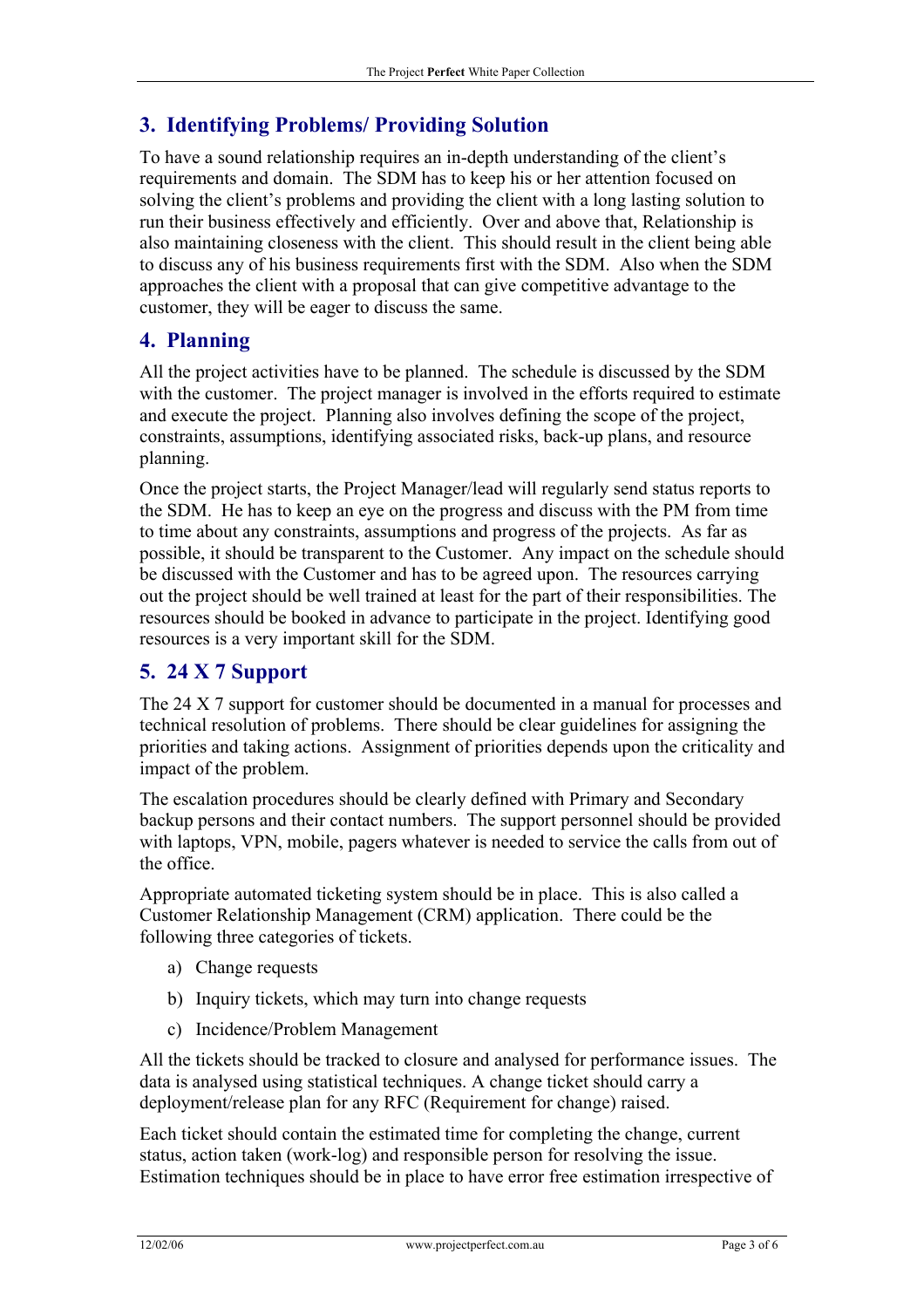## 3. Identifying Problems/ Providing Solution

To have a sound relationship requires an in-depth understanding of the client's requirements and domain. The SDM has to keep his or her attention focused on solving the client's problems and providing the client with a long lasting solution to run their business effectively and efficiently. Over and above that, Relationship is also maintaining closeness with the client. This should result in the client being able to discuss any of his business requirements first with the SDM. Also when the SDM approaches the client with a proposal that can give competitive advantage to the customer, they will be eager to discuss the same.

## 4. Planning

All the project activities have to be planned. The schedule is discussed by the SDM with the customer. The project manager is involved in the efforts required to estimate and execute the project. Planning also involves defining the scope of the project, constraints, assumptions, identifying associated risks, back-up plans, and resource planning.

Once the project starts, the Project Manager/lead will regularly send status reports to the SDM. He has to keep an eye on the progress and discuss with the PM from time to time about any constraints, assumptions and progress of the projects. As far as possible, it should be transparent to the Customer. Any impact on the schedule should be discussed with the Customer and has to be agreed upon. The resources carrying out the project should be well trained at least for the part of their responsibilities. The resources should be booked in advance to participate in the project. Identifying good resources is a very important skill for the SDM.

## 5. 24 X 7 Support

The 24 X 7 support for customer should be documented in a manual for processes and technical resolution of problems. There should be clear guidelines for assigning the priorities and taking actions. Assignment of priorities depends upon the criticality and impact of the problem.

The escalation procedures should be clearly defined with Primary and Secondary backup persons and their contact numbers. The support personnel should be provided with laptops, VPN, mobile, pagers whatever is needed to service the calls from out of the office.

Appropriate automated ticketing system should be in place. This is also called a Customer Relationship Management (CRM) application. There could be the following three categories of tickets.

a) Change requests

b) Inquiry tickets, which may turn into change requests

c) Incidence/Problem Management

All the tickets should be tracked to closure and analysed for performance issues. The data is analysed using statistical techniques. A change ticket should carry a deployment/release plan for any RFC (Requirement for change) raised.

Each ticket should contain the estimated time for completing the change, current status, action taken (work-log) and responsible person for resolving the issue. Estimation techniques should be in place to have error free estimation irrespective of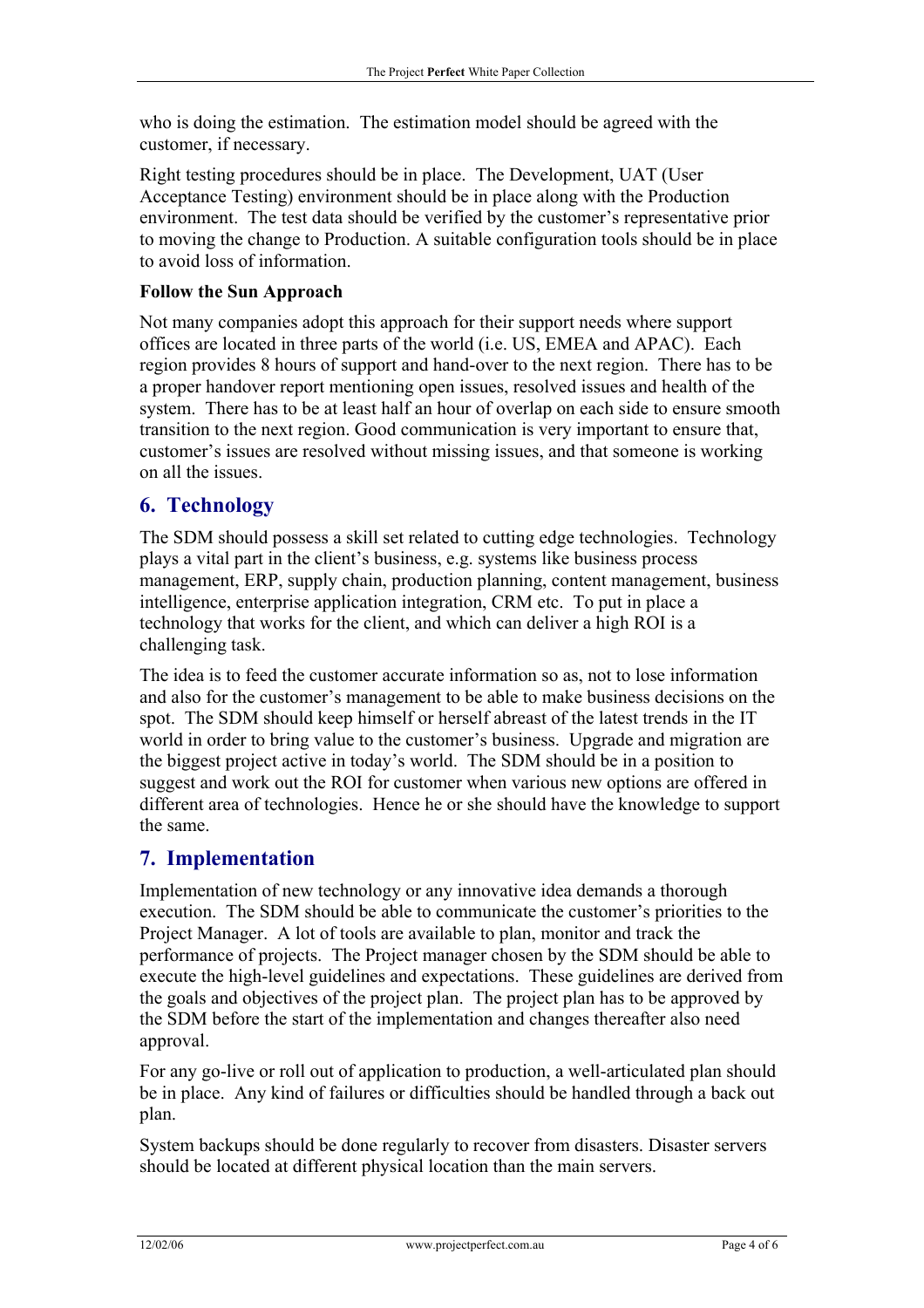who is doing the estimation. The estimation model should be agreed with the customer, if necessary.

Right testing procedures should be in place. The Development, UAT (User Acceptance Testing) environment should be in place along with the Production environment. The test data should be verified by the customer's representative prior to moving the change to Production. A suitable configuration tools should be in place to avoid loss of information.

**Follow the Sun Approach**

Not many companies adopt this approach for their support needs where support offices are located in three parts of the world (i.e. US, EMEA and APAC). Each region provides 8 hours of support and hand-over to the next region. There has to be a proper handover report mentioning open issues, resolved issues and health of the system. There has to be at least half an hour of overlap on each side to ensure smooth transition to the next region. Good communication is very important to ensure that, customer's issues are resolved without missing issues, and that someone is working on all the issues.

## 6. Technology

The SDM should possess a skill set related to cutting edge technologies. Technology plays a vital part in the client's business, e.g. systems like business process management, ERP, supply chain, production planning, content management, business intelligence, enterprise application integration, CRM etc. To put in place a technology that works for the client, and which can deliver a high ROI is a challenging task.

The idea is to feed the customer accurate information so as, not to lose information and also for the customer's management to be able to make business decisions on the spot. The SDM should keep himself or herself abreast of the latest trends in the IT world in order to bring value to the customer's business. Upgrade and migration are the biggest project active in today's world. The SDM should be in a position to suggest and work out the ROI for customer when various new options are offered in different area of technologies. Hence he or she should have the knowledge to support the same.

## 7. Implementation

Implementation of new technology or any innovative idea demands a thorough execution. The SDM should be able to communicate the customer's priorities to the Project Manager. A lot of tools are available to plan, monitor and track the performance of projects. The Project manager chosen by the SDM should be able to execute the high-level guidelines and expectations. These guidelines are derived from the goals and objectives of the project plan. The project plan has to be approved by the SDM before the start of the implementation and changes thereafter also need approval.

For any go-live or roll out of application to production, a well-articulated plan should be in place. Any kind of failures or difficulties should be handled through a back out plan.

System backups should be done regularly to recover from disasters. Disaster servers should be located at different physical location than the main servers.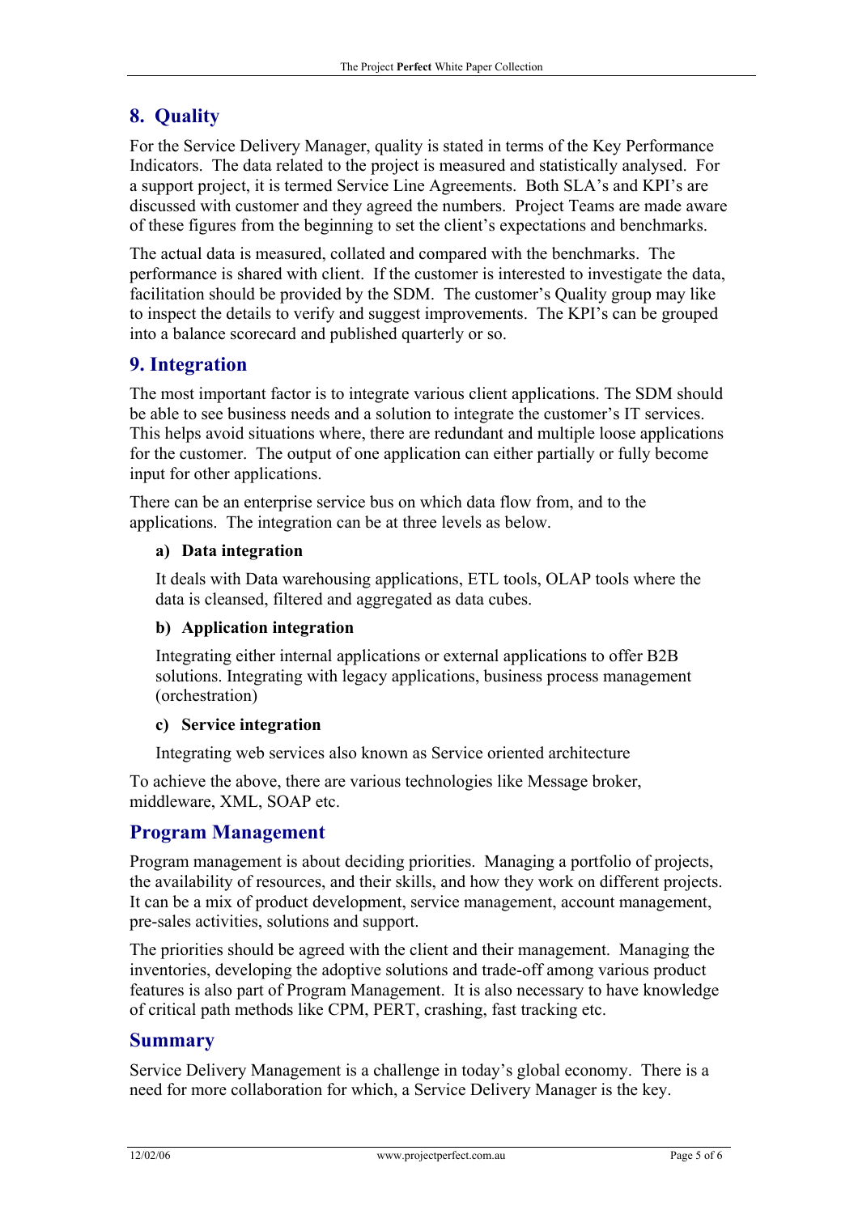## 8. Quality

For the Service Delivery Manager, quality is stated in terms of the Key Performance Indicators. The data related to the project is measured and statistically analysed. For a support project, it is termed Service Line Agreements. Both SLA's and KPI's are discussed with customer and they agreed the numbers. Project Teams are made aware of these figures from the beginning to set the client's expectations and benchmarks.

The actual data is measured, collated and compared with the benchmarks. The performance is shared with client. If the customer is interested to investigate the data, facilitation should be provided by the SDM. The customer's Quality group may like to inspect the details to verify and suggest improvements. The KPI's can be grouped into a balance scorecard and published quarterly or so.

## 9. Integration

The most important factor is to integrate various client applications. The SDM should be able to see business needs and a solution to integrate the customer's IT services. This helps avoid situations where, there are redundant and multiple loose applications for the customer. The output of one application can either partially or fully become input for other applications.

There can be an enterprise service bus on which data flow from, and to the applications. The integration can be at three levels as below.

**a) Data integration**

It deals with Data warehousing applications, ETL tools, OLAP tools where the data is cleansed, filtered and aggregated as data cubes.

**b) Application integration**

Integrating either internal applications or external applications to offer B2B solutions. Integrating with legacy applications, business process management (orchestration)

**c) Service integration**

Integrating web services also known as Service oriented architecture

To achieve the above, there are various technologies like Message broker, middleware, XML, SOAP etc.

## Program Management

Program management is about deciding priorities. Managing a portfolio of projects, the availability of resources, and their skills, and how they work on different projects. It can be a mix of product development, service management, account management, pre-sales activities, solutions and support.

The priorities should be agreed with the client and their management. Managing the inventories, developing the adoptive solutions and trade-off among various product features is also part of Program Management. It is also necessary to have knowledge of critical path methods like CPM, PERT, crashing, fast tracking etc.

## Summary

Service Delivery Management is a challenge in today's global economy. There is a need for more collaboration for which, a Service Delivery Manager is the key.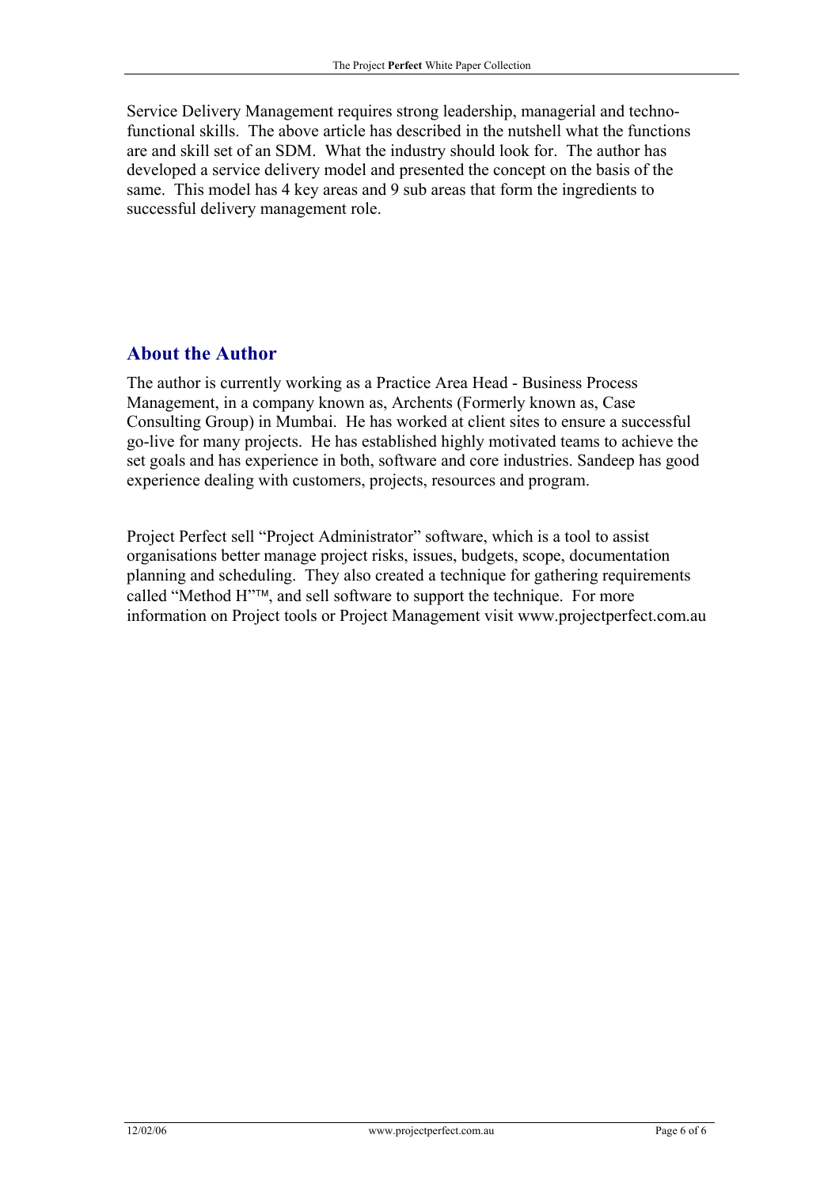Service Delivery Management requires strong leadership, managerial and techno-functional skills. The above article has described in the nutshell what the functions are and skill set of an SDM. What the industry should look for. The author has developed a service delivery model and presented the concept on the basis of the same. This model has 4 key areas and 9 sub areas that form the ingredients to successful delivery management role.

## About the Author

The author is currently working as a Practice Area Head - Business Process Management, in a company known as, Archents (Formerly known as, Case Consulting Group) in Mumbai. He has worked at client sites to ensure a successful go-live for many projects. He has established highly motivated teams to achieve the set goals and has experience in both, software and core industries. Sandeep has good experience dealing with customers, projects, resources and program.

Project Perfect sell "Project Administrator" software, which is a tool to assist organisations better manage project risks, issues, budgets, scope, documentation planning and scheduling. They also created a technique for gathering requirements called "Method H"™, and sell software to support the technique. For more information on Project tools or Project Management visit www.projectperfect.com.au